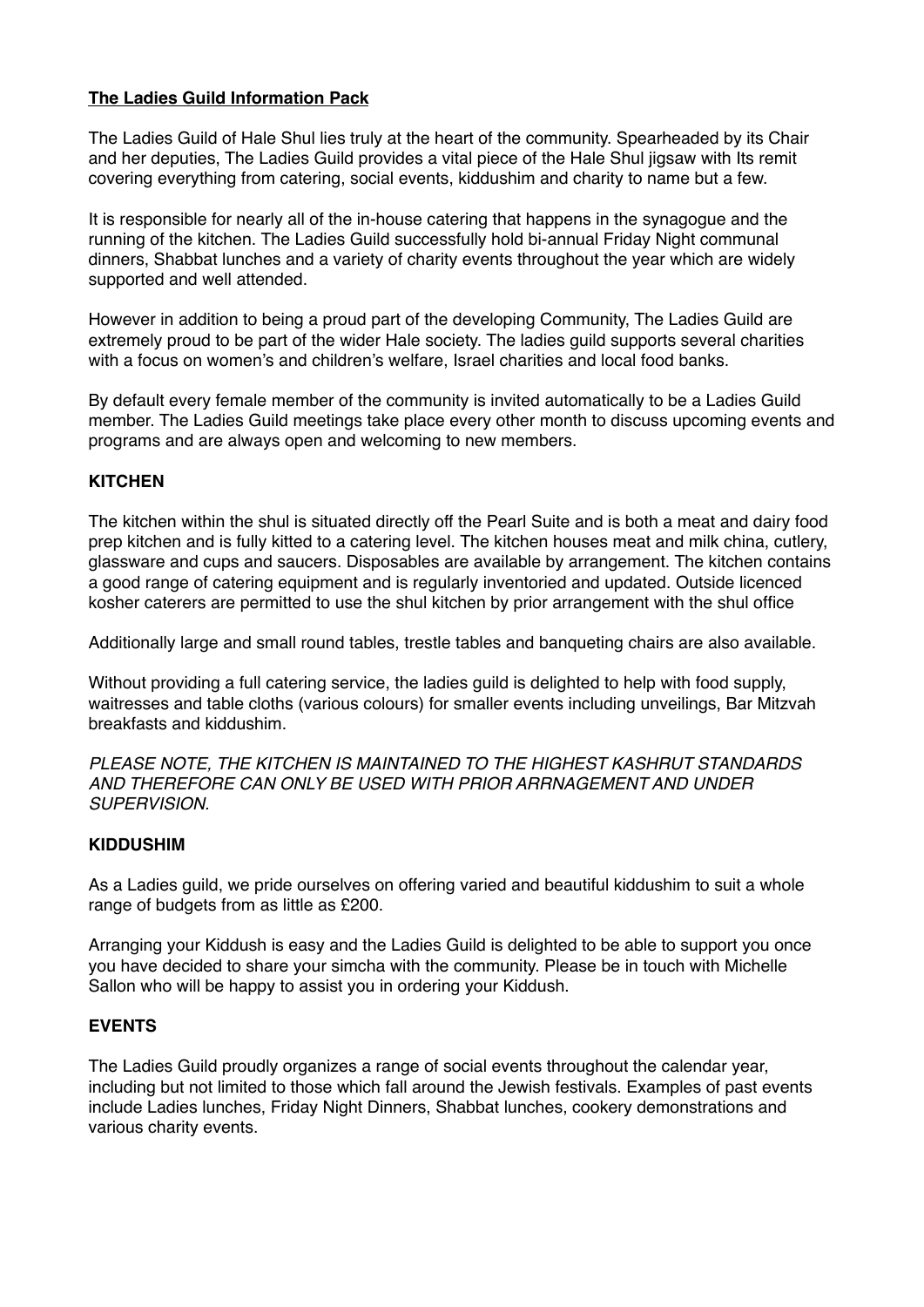**The Ladies Guild Information Pack**

The Ladies Guild of Hale Shul lies truly at the heart of the community. Spearheaded by its Chair and her deputies, The Ladies Guild provides a vital piece of the Hale Shul jigsaw with Its remit covering everything from catering, social events, kiddushim and charity to name but a few.

It is responsible for nearly all of the in-house catering that happens in the synagogue and the running of the kitchen. The Ladies Guild successfully hold bi-annual Friday Night communal dinners, Shabbat lunches and a variety of charity events throughout the year which are widely supported and well attended.

However in addition to being a proud part of the developing Community, The Ladies Guild are extremely proud to be part of the wider Hale society. The ladies guild supports several charities with a focus on women's and children's welfare, Israel charities and local food banks.

By default every female member of the community is invited automatically to be a Ladies Guild member. The Ladies Guild meetings take place every other month to discuss upcoming events and programs and are always open and welcoming to new members.

**KITCHEN**

The kitchen within the shul is situated directly off the Pearl Suite and is both a meat and dairy food prep kitchen and is fully kitted to a catering level. The kitchen houses meat and milk china, cutlery, glassware and cups and saucers. Disposables are available by arrangement. The kitchen contains a good range of catering equipment and is regularly inventoried and updated. Outside licenced kosher caterers are permitted to use the shul kitchen by prior arrangement with the shul office

Additionally large and small round tables, trestle tables and banqueting chairs are also available.

Without providing a full catering service, the ladies guild is delighted to help with food supply, waitresses and table cloths (various colours) for smaller events including unveilings, Bar Mitzvah breakfasts and kiddushim.

*PLEASE NOTE, THE KITCHEN IS MAINTAINED TO THE HIGHEST KASHRUT STANDARDS AND THEREFORE CAN ONLY BE USED WITH PRIOR ARRNAGEMENT AND UNDER SUPERVISION.*

**KIDDUSHIM**

As a Ladies guild, we pride ourselves on offering varied and beautiful kiddushim to suit a whole range of budgets from as little as £200.

Arranging your Kiddush is easy and the Ladies Guild is delighted to be able to support you once you have decided to share your simcha with the community. Please be in touch with Michelle Sallon who will be happy to assist you in ordering your Kiddush.

**EVENTS**

The Ladies Guild proudly organizes a range of social events throughout the calendar year, including but not limited to those which fall around the Jewish festivals. Examples of past events include Ladies lunches, Friday Night Dinners, Shabbat lunches, cookery demonstrations and various charity events.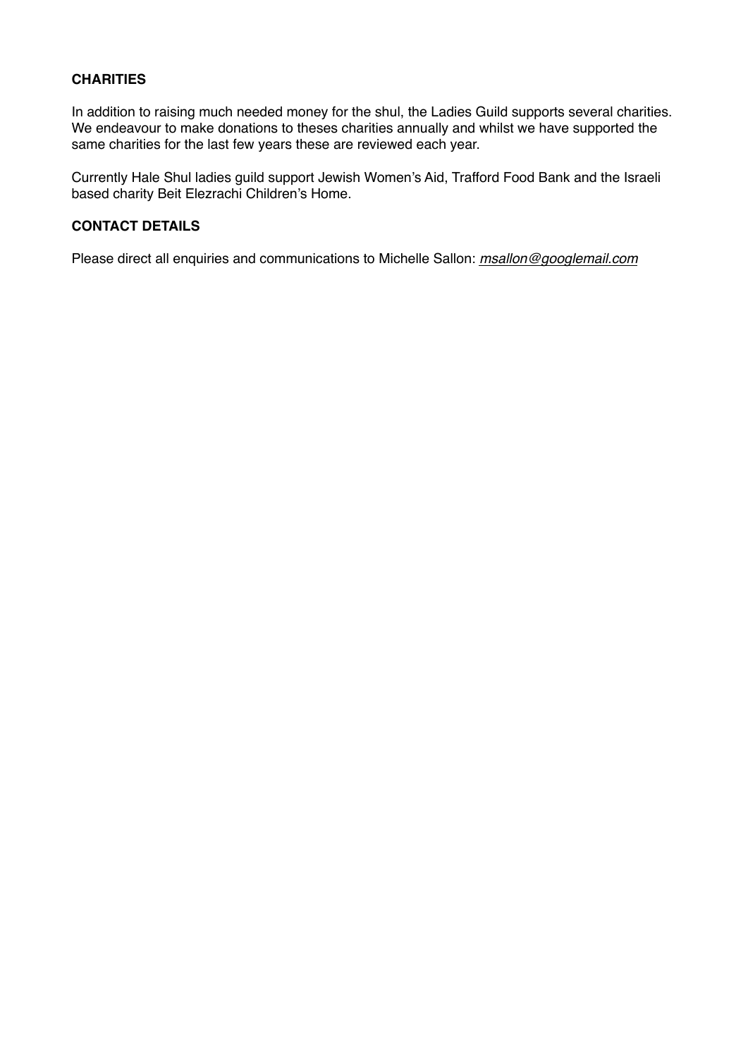**CHARITIES**

In addition to raising much needed money for the shul, the Ladies Guild supports several charities. We endeavour to make donations to theses charities annually and whilst we have supported the same charities for the last few years these are reviewed each year.

Currently Hale Shul ladies guild support Jewish Women's Aid, Trafford Food Bank and the Israeli based charity Beit Elezrachi Children's Home.

**CONTACT DETAILS**

Please direct all enquiries and communications to Michelle Sallon: *msallon@googlemail.com*